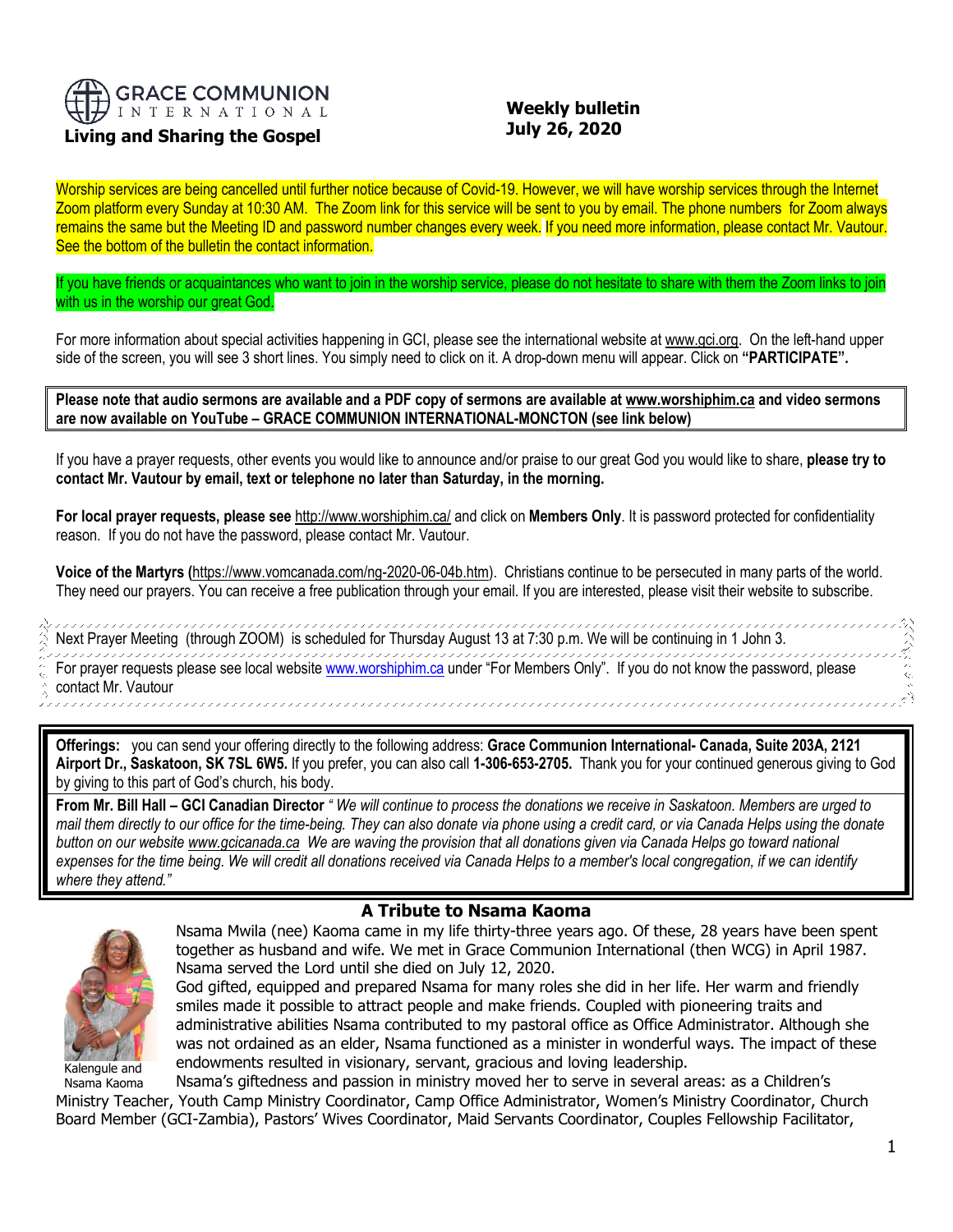**GRACE COMMUNION INTERNATIONAL**

**Living and Sharing the Gospel**

**Weekly bulletin**
**July 26, 2020**

Worship services are being cancelled until further notice because of Covid-19. However, we will have worship services through the Internet Zoom platform every Sunday at 10:30 AM. The Zoom link for this service will be sent to you by email. The phone numbers for Zoom always remains the same but the Meeting ID and password number changes every week. If you need more information, please contact Mr. Vautour. See the bottom of the bulletin the contact information.

If you have friends or acquaintances who want to join in the worship service, please do not hesitate to share with them the Zoom links to join with us in the worship our great God.

For more information about special activities happening in GCI, please see the international website at www.gci.org. On the left-hand upper side of the screen, you will see 3 short lines. You simply need to click on it. A drop-down menu will appear. Click on **"PARTICIPATE".**

**Please note that audio sermons are available and a PDF copy of sermons are available at www.worshiphim.ca and video sermons are now available on YouTube – GRACE COMMUNION INTERNATIONAL-MONCTON (see link below)**

If you have a prayer requests, other events you would like to announce and/or praise to our great God you would like to share, **please try to contact Mr. Vautour by email, text or telephone no later than Saturday, in the morning.**

**For local prayer requests, please see** http://www.worshiphim.ca/ and click on **Members Only**. It is password protected for confidentiality reason. If you do not have the password, please contact Mr. Vautour.

**Voice of the Martyrs (**https://www.vomcanada.com/ng-2020-06-04b.htm). Christians continue to be persecuted in many parts of the world. They need our prayers. You can receive a free publication through your email. If you are interested, please visit their website to subscribe.

Next Prayer Meeting (through ZOOM) is scheduled for Thursday August 13 at 7:30 p.m. We will be continuing in 1 John 3.

For prayer requests please see local website www.worshiphim.ca under "For Members Only". If you do not know the password, please contact Mr. Vautour

**Offerings:** you can send your offering directly to the following address: **Grace Communion International- Canada, Suite 203A, 2121 Airport Dr., Saskatoon, SK 7SL 6W5.** If you prefer, you can also call **1-306-653-2705.** Thank you for your continued generous giving to God by giving to this part of God's church, his body.

**From Mr. Bill Hall – GCI Canadian Director** *" We will continue to process the donations we receive in Saskatoon. Members are urged to mail them directly to our office for the time-being. They can also donate via phone using a credit card, or via Canada Helps using the donate button on our website www.gcicanada.ca We are waving the provision that all donations given via Canada Helps go toward national expenses for the time being. We will credit all donations received via Canada Helps to a member's local congregation, if we can identify where they attend."*

## A Tribute to Nsama Kaoma

Kalengule and Nsama Kaoma

Nsama Mwila (nee) Kaoma came in my life thirty-three years ago. Of these, 28 years have been spent together as husband and wife. We met in Grace Communion International (then WCG) in April 1987. Nsama served the Lord until she died on July 12, 2020.

God gifted, equipped and prepared Nsama for many roles she did in her life. Her warm and friendly smiles made it possible to attract people and make friends. Coupled with pioneering traits and administrative abilities Nsama contributed to my pastoral office as Office Administrator. Although she was not ordained as an elder, Nsama functioned as a minister in wonderful ways. The impact of these endowments resulted in visionary, servant, gracious and loving leadership.

Nsama's giftedness and passion in ministry moved her to serve in several areas: as a Children's Ministry Teacher, Youth Camp Ministry Coordinator, Camp Office Administrator, Women's Ministry Coordinator, Church Board Member (GCI-Zambia), Pastors' Wives Coordinator, Maid Servants Coordinator, Couples Fellowship Facilitator,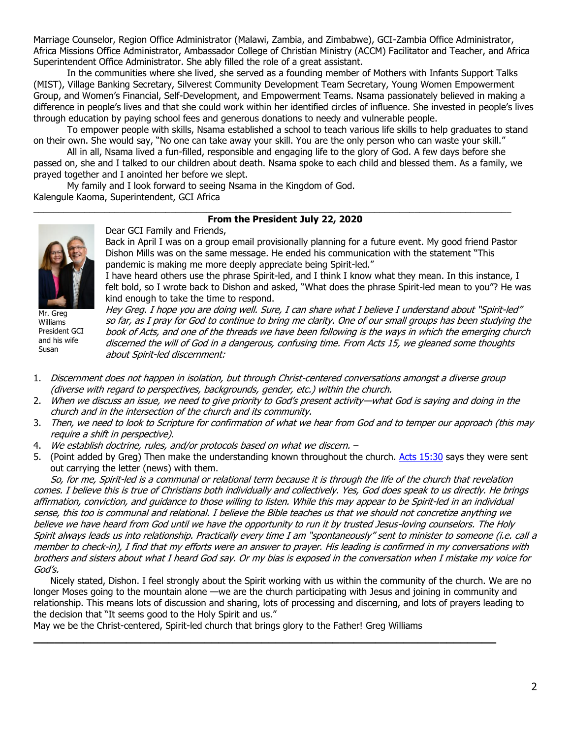Marriage Counselor, Region Office Administrator (Malawi, Zambia, and Zimbabwe), GCI-Zambia Office Administrator, Africa Missions Office Administrator, Ambassador College of Christian Ministry (ACCM) Facilitator and Teacher, and Africa Superintendent Office Administrator. She ably filled the role of a great assistant.

In the communities where she lived, she served as a founding member of Mothers with Infants Support Talks (MIST), Village Banking Secretary, Silverest Community Development Team Secretary, Young Women Empowerment Group, and Women's Financial, Self-Development, and Empowerment Teams. Nsama passionately believed in making a difference in people's lives and that she could work within her identified circles of influence. She invested in people's lives through education by paying school fees and generous donations to needy and vulnerable people.

To empower people with skills, Nsama established a school to teach various life skills to help graduates to stand on their own. She would say, "No one can take away your skill. You are the only person who can waste your skill."

All in all, Nsama lived a fun-filled, responsible and engaging life to the glory of God. A few days before she passed on, she and I talked to our children about death. Nsama spoke to each child and blessed them. As a family, we prayed together and I anointed her before we slept.

My family and I look forward to seeing Nsama in the Kingdom of God.

Kalengule Kaoma, Superintendent, GCI Africa

---

## From the President July 22, 2020

Mr. Greg Williams President GCI and his wife Susan

Dear GCI Family and Friends,

Back in April I was on a group email provisionally planning for a future event. My good friend Pastor Dishon Mills was on the same message. He ended his communication with the statement "This pandemic is making me more deeply appreciate being Spirit-led."

I have heard others use the phrase Spirit-led, and I think I know what they mean. In this instance, I felt bold, so I wrote back to Dishon and asked, "What does the phrase Spirit-led mean to you"? He was kind enough to take the time to respond.

*Hey Greg. I hope you are doing well. Sure, I can share what I believe I understand about "Spirit-led" so far, as I pray for God to continue to bring me clarity. One of our small groups has been studying the book of Acts, and one of the threads we have been following is the ways in which the emerging church discerned the will of God in a dangerous, confusing time. From Acts 15, we gleaned some thoughts about Spirit-led discernment:*

1. *Discernment does not happen in isolation, but through Christ-centered conversations amongst a diverse group (diverse with regard to perspectives, backgrounds, gender, etc.) within the church.*
2. *When we discuss an issue, we need to give priority to God's present activity—what God is saying and doing in the church and in the intersection of the church and its community.*
3. *Then, we need to look to Scripture for confirmation of what we hear from God and to temper our approach (this may require a shift in perspective).*
4. *We establish doctrine, rules, and/or protocols based on what we discern. –*
5. (Point added by Greg) Then make the understanding known throughout the church. Acts 15:30 says they were sent out carrying the letter (news) with them.

*So, for me, Spirit-led is a communal or relational term because it is through the life of the church that revelation comes. I believe this is true of Christians both individually and collectively. Yes, God does speak to us directly. He brings affirmation, conviction, and guidance to those willing to listen. While this may appear to be Spirit-led in an individual sense, this too is communal and relational. I believe the Bible teaches us that we should not concretize anything we believe we have heard from God until we have the opportunity to run it by trusted Jesus-loving counselors. The Holy Spirit always leads us into relationship. Practically every time I am "spontaneously" sent to minister to someone (i.e. call a member to check-in), I find that my efforts were an answer to prayer. His leading is confirmed in my conversations with brothers and sisters about what I heard God say. Or my bias is exposed in the conversation when I mistake my voice for God's.*

Nicely stated, Dishon. I feel strongly about the Spirit working with us within the community of the church. We are no longer Moses going to the mountain alone —we are the church participating with Jesus and joining in community and relationship. This means lots of discussion and sharing, lots of processing and discerning, and lots of prayers leading to the decision that "It seems good to the Holy Spirit and us."

May we be the Christ-centered, Spirit-led church that brings glory to the Father! Greg Williams

---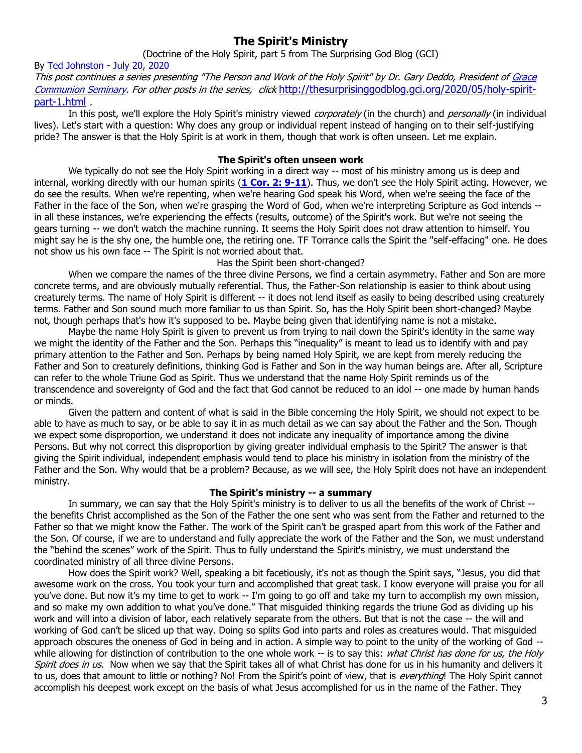# The Spirit's Ministry

(Doctrine of the Holy Spirit, part 5 from The Surprising God Blog (GCI)

By Ted Johnston - July 20, 2020

*This post continues a series presenting "The Person and Work of the Holy Spirit" by Dr. Gary Deddo, President of Grace Communion Seminary. For other posts in the series, click* http://thesurprisinggodblog.gci.org/2020/05/holy-spirit-part-1.html *.*

In this post, we'll explore the Holy Spirit's ministry viewed *corporately* (in the church) and *personally* (in individual lives). Let's start with a question: Why does any group or individual repent instead of hanging on to their self-justifying pride? The answer is that the Holy Spirit is at work in them, though that work is often unseen. Let me explain.

### The Spirit's often unseen work

We typically do not see the Holy Spirit working in a direct way -- most of his ministry among us is deep and internal, working directly with our human spirits (**1 Cor. 2: 9-11**). Thus, we don't see the Holy Spirit acting. However, we do see the results. When we're repenting, when we're hearing God speak his Word, when we're seeing the face of the Father in the face of the Son, when we're grasping the Word of God, when we're interpreting Scripture as God intends -- in all these instances, we're experiencing the effects (results, outcome) of the Spirit's work. But we're not seeing the gears turning -- we don't watch the machine running. It seems the Holy Spirit does not draw attention to himself. You might say he is the shy one, the humble one, the retiring one. TF Torrance calls the Spirit the "self-effacing" one. He does not show us his own face -- The Spirit is not worried about that.

Has the Spirit been short-changed?

When we compare the names of the three divine Persons, we find a certain asymmetry. Father and Son are more concrete terms, and are obviously mutually referential. Thus, the Father-Son relationship is easier to think about using creaturely terms. The name of Holy Spirit is different -- it does not lend itself as easily to being described using creaturely terms. Father and Son sound much more familiar to us than Spirit. So, has the Holy Spirit been short-changed? Maybe not, though perhaps that's how it's supposed to be. Maybe being given that identifying name is not a mistake.

Maybe the name Holy Spirit is given to prevent us from trying to nail down the Spirit's identity in the same way we might the identity of the Father and the Son. Perhaps this "inequality" is meant to lead us to identify with and pay primary attention to the Father and Son. Perhaps by being named Holy Spirit, we are kept from merely reducing the Father and Son to creaturely definitions, thinking God is Father and Son in the way human beings are. After all, Scripture can refer to the whole Triune God as Spirit. Thus we understand that the name Holy Spirit reminds us of the transcendence and sovereignty of God and the fact that God cannot be reduced to an idol -- one made by human hands or minds.

Given the pattern and content of what is said in the Bible concerning the Holy Spirit, we should not expect to be able to have as much to say, or be able to say it in as much detail as we can say about the Father and the Son. Though we expect some disproportion, we understand it does not indicate any inequality of importance among the divine Persons. But why not correct this disproportion by giving greater individual emphasis to the Spirit? The answer is that giving the Spirit individual, independent emphasis would tend to place his ministry in isolation from the ministry of the Father and the Son. Why would that be a problem? Because, as we will see, the Holy Spirit does not have an independent ministry.

### The Spirit's ministry -- a summary

In summary, we can say that the Holy Spirit's ministry is to deliver to us all the benefits of the work of Christ -- the benefits Christ accomplished as the Son of the Father the one sent who was sent from the Father and returned to the Father so that we might know the Father. The work of the Spirit can't be grasped apart from this work of the Father and the Son. Of course, if we are to understand and fully appreciate the work of the Father and the Son, we must understand the "behind the scenes" work of the Spirit. Thus to fully understand the Spirit's ministry, we must understand the coordinated ministry of all three divine Persons.

How does the Spirit work? Well, speaking a bit facetiously, it's not as though the Spirit says, "Jesus, you did that awesome work on the cross. You took your turn and accomplished that great task. I know everyone will praise you for all you've done. But now it's my time to get to work -- I'm going to go off and take my turn to accomplish my own mission, and so make my own addition to what you've done." That misguided thinking regards the triune God as dividing up his work and will into a division of labor, each relatively separate from the others. But that is not the case -- the will and working of God can't be sliced up that way. Doing so splits God into parts and roles as creatures would. That misguided approach obscures the oneness of God in being and in action. A simple way to point to the unity of the working of God -- while allowing for distinction of contribution to the one whole work -- is to say this: *what Christ has done for us, the Holy Spirit does in us*. Now when we say that the Spirit takes all of what Christ has done for us in his humanity and delivers it to us, does that amount to little or nothing? No! From the Spirit's point of view, that is *everything*! The Holy Spirit cannot accomplish his deepest work except on the basis of what Jesus accomplished for us in the name of the Father. They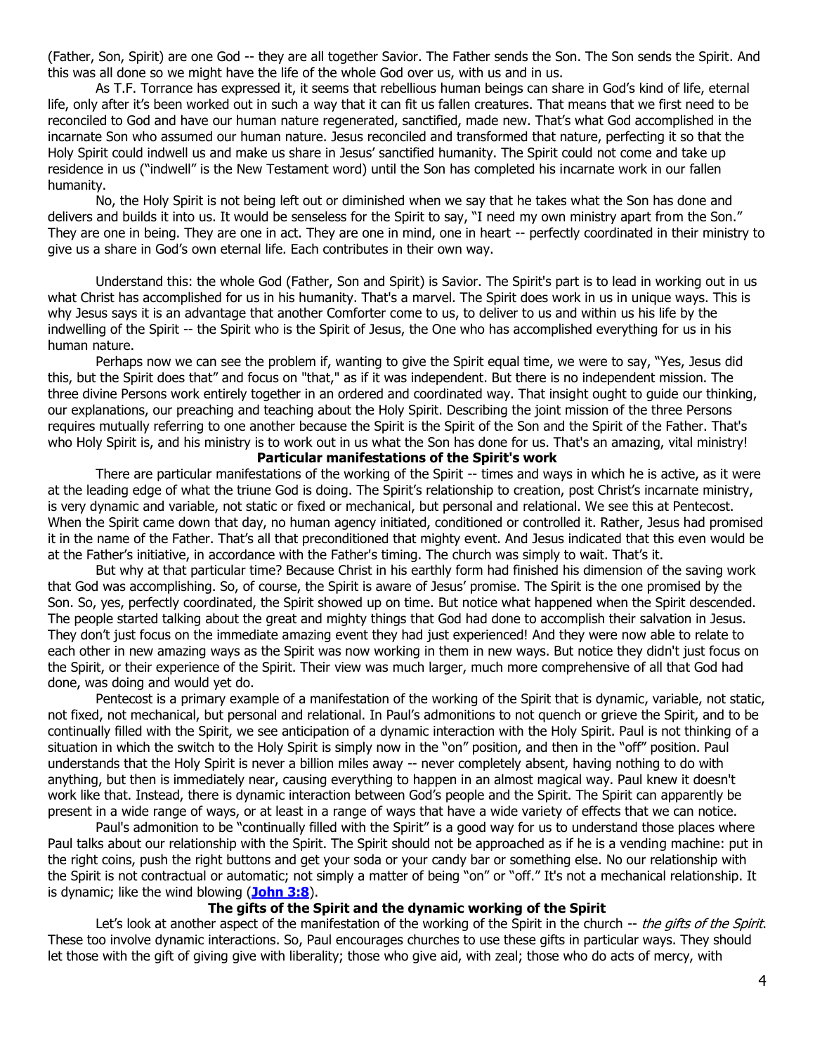(Father, Son, Spirit) are one God -- they are all together Savior. The Father sends the Son. The Son sends the Spirit. And this was all done so we might have the life of the whole God over us, with us and in us.

As T.F. Torrance has expressed it, it seems that rebellious human beings can share in God's kind of life, eternal life, only after it's been worked out in such a way that it can fit us fallen creatures. That means that we first need to be reconciled to God and have our human nature regenerated, sanctified, made new. That's what God accomplished in the incarnate Son who assumed our human nature. Jesus reconciled and transformed that nature, perfecting it so that the Holy Spirit could indwell us and make us share in Jesus' sanctified humanity. The Spirit could not come and take up residence in us ("indwell" is the New Testament word) until the Son has completed his incarnate work in our fallen humanity.

No, the Holy Spirit is not being left out or diminished when we say that he takes what the Son has done and delivers and builds it into us. It would be senseless for the Spirit to say, "I need my own ministry apart from the Son." They are one in being. They are one in act. They are one in mind, one in heart -- perfectly coordinated in their ministry to give us a share in God's own eternal life. Each contributes in their own way.

Understand this: the whole God (Father, Son and Spirit) is Savior. The Spirit's part is to lead in working out in us what Christ has accomplished for us in his humanity. That's a marvel. The Spirit does work in us in unique ways. This is why Jesus says it is an advantage that another Comforter come to us, to deliver to us and within us his life by the indwelling of the Spirit -- the Spirit who is the Spirit of Jesus, the One who has accomplished everything for us in his human nature.

Perhaps now we can see the problem if, wanting to give the Spirit equal time, we were to say, "Yes, Jesus did this, but the Spirit does that" and focus on "that," as if it was independent. But there is no independent mission. The three divine Persons work entirely together in an ordered and coordinated way. That insight ought to guide our thinking, our explanations, our preaching and teaching about the Holy Spirit. Describing the joint mission of the three Persons requires mutually referring to one another because the Spirit is the Spirit of the Son and the Spirit of the Father. That's who Holy Spirit is, and his ministry is to work out in us what the Son has done for us. That's an amazing, vital ministry!

**Particular manifestations of the Spirit's work**

There are particular manifestations of the working of the Spirit -- times and ways in which he is active, as it were at the leading edge of what the triune God is doing. The Spirit's relationship to creation, post Christ's incarnate ministry, is very dynamic and variable, not static or fixed or mechanical, but personal and relational. We see this at Pentecost. When the Spirit came down that day, no human agency initiated, conditioned or controlled it. Rather, Jesus had promised it in the name of the Father. That's all that preconditioned that mighty event. And Jesus indicated that this even would be at the Father's initiative, in accordance with the Father's timing. The church was simply to wait. That's it.

But why at that particular time? Because Christ in his earthly form had finished his dimension of the saving work that God was accomplishing. So, of course, the Spirit is aware of Jesus' promise. The Spirit is the one promised by the Son. So, yes, perfectly coordinated, the Spirit showed up on time. But notice what happened when the Spirit descended. The people started talking about the great and mighty things that God had done to accomplish their salvation in Jesus. They don't just focus on the immediate amazing event they had just experienced! And they were now able to relate to each other in new amazing ways as the Spirit was now working in them in new ways. But notice they didn't just focus on the Spirit, or their experience of the Spirit. Their view was much larger, much more comprehensive of all that God had done, was doing and would yet do.

Pentecost is a primary example of a manifestation of the working of the Spirit that is dynamic, variable, not static, not fixed, not mechanical, but personal and relational. In Paul's admonitions to not quench or grieve the Spirit, and to be continually filled with the Spirit, we see anticipation of a dynamic interaction with the Holy Spirit. Paul is not thinking of a situation in which the switch to the Holy Spirit is simply now in the "on" position, and then in the "off" position. Paul understands that the Holy Spirit is never a billion miles away -- never completely absent, having nothing to do with anything, but then is immediately near, causing everything to happen in an almost magical way. Paul knew it doesn't work like that. Instead, there is dynamic interaction between God's people and the Spirit. The Spirit can apparently be present in a wide range of ways, or at least in a range of ways that have a wide variety of effects that we can notice.

Paul's admonition to be "continually filled with the Spirit" is a good way for us to understand those places where Paul talks about our relationship with the Spirit. The Spirit should not be approached as if he is a vending machine: put in the right coins, push the right buttons and get your soda or your candy bar or something else. No our relationship with the Spirit is not contractual or automatic; not simply a matter of being "on" or "off." It's not a mechanical relationship. It is dynamic; like the wind blowing (**John 3:8**).

**The gifts of the Spirit and the dynamic working of the Spirit**

Let's look at another aspect of the manifestation of the working of the Spirit in the church -- *the gifts of the Spirit*. These too involve dynamic interactions. So, Paul encourages churches to use these gifts in particular ways. They should let those with the gift of giving give with liberality; those who give aid, with zeal; those who do acts of mercy, with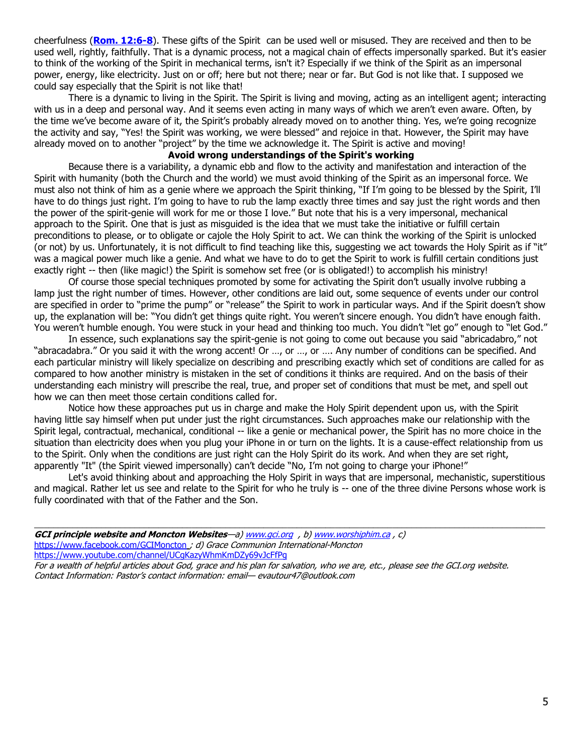cheerfulness (**Rom. 12:6-8**). These gifts of the Spirit can be used well or misused. They are received and then to be used well, rightly, faithfully. That is a dynamic process, not a magical chain of effects impersonally sparked. But it's easier to think of the working of the Spirit in mechanical terms, isn't it? Especially if we think of the Spirit as an impersonal power, energy, like electricity. Just on or off; here but not there; near or far. But God is not like that. I supposed we could say especially that the Spirit is not like that!

There is a dynamic to living in the Spirit. The Spirit is living and moving, acting as an intelligent agent; interacting with us in a deep and personal way. And it seems even acting in many ways of which we aren't even aware. Often, by the time we've become aware of it, the Spirit's probably already moved on to another thing. Yes, we're going recognize the activity and say, "Yes! the Spirit was working, we were blessed" and rejoice in that. However, the Spirit may have already moved on to another "project" by the time we acknowledge it. The Spirit is active and moving!

**Avoid wrong understandings of the Spirit's working**

Because there is a variability, a dynamic ebb and flow to the activity and manifestation and interaction of the Spirit with humanity (both the Church and the world) we must avoid thinking of the Spirit as an impersonal force. We must also not think of him as a genie where we approach the Spirit thinking, "If I'm going to be blessed by the Spirit, I'll have to do things just right. I'm going to have to rub the lamp exactly three times and say just the right words and then the power of the spirit-genie will work for me or those I love." But note that his is a very impersonal, mechanical approach to the Spirit. One that is just as misguided is the idea that we must take the initiative or fulfill certain preconditions to please, or to obligate or cajole the Holy Spirit to act. We can think the working of the Spirit is unlocked (or not) by us. Unfortunately, it is not difficult to find teaching like this, suggesting we act towards the Holy Spirit as if "it" was a magical power much like a genie. And what we have to do to get the Spirit to work is fulfill certain conditions just exactly right -- then (like magic!) the Spirit is somehow set free (or is obligated!) to accomplish his ministry!

Of course those special techniques promoted by some for activating the Spirit don't usually involve rubbing a lamp just the right number of times. However, other conditions are laid out, some sequence of events under our control are specified in order to "prime the pump" or "release" the Spirit to work in particular ways. And if the Spirit doesn't show up, the explanation will be: "You didn't get things quite right. You weren't sincere enough. You didn't have enough faith. You weren't humble enough. You were stuck in your head and thinking too much. You didn't "let go" enough to "let God."

In essence, such explanations say the spirit-genie is not going to come out because you said "abricadabro," not "abracadabra." Or you said it with the wrong accent! Or …, or …, or …. Any number of conditions can be specified. And each particular ministry will likely specialize on describing and prescribing exactly which set of conditions are called for as compared to how another ministry is mistaken in the set of conditions it thinks are required. And on the basis of their understanding each ministry will prescribe the real, true, and proper set of conditions that must be met, and spell out how we can then meet those certain conditions called for.

Notice how these approaches put us in charge and make the Holy Spirit dependent upon us, with the Spirit having little say himself when put under just the right circumstances. Such approaches make our relationship with the Spirit legal, contractual, mechanical, conditional -- like a genie or mechanical power, the Spirit has no more choice in the situation than electricity does when you plug your iPhone in or turn on the lights. It is a cause-effect relationship from us to the Spirit. Only when the conditions are just right can the Holy Spirit do its work. And when they are set right, apparently "It" (the Spirit viewed impersonally) can't decide "No, I'm not going to charge your iPhone!"

Let's avoid thinking about and approaching the Holy Spirit in ways that are impersonal, mechanistic, superstitious and magical. Rather let us see and relate to the Spirit for who he truly is -- one of the three divine Persons whose work is fully coordinated with that of the Father and the Son.

---

***GCI principle website and Moncton Websites****—a) www.gci.org , b) www.worshiphim.ca , c)* https://www.facebook.com/GCIMoncton *; d) Grace Communion International-Moncton* https://www.youtube.com/channel/UCgKazyWhmKmDZy69vJcFfPg

*For a wealth of helpful articles about God, grace and his plan for salvation, who we are, etc., please see the GCI.org website. Contact Information: Pastor's contact information: email— evautour47@outlook.com*